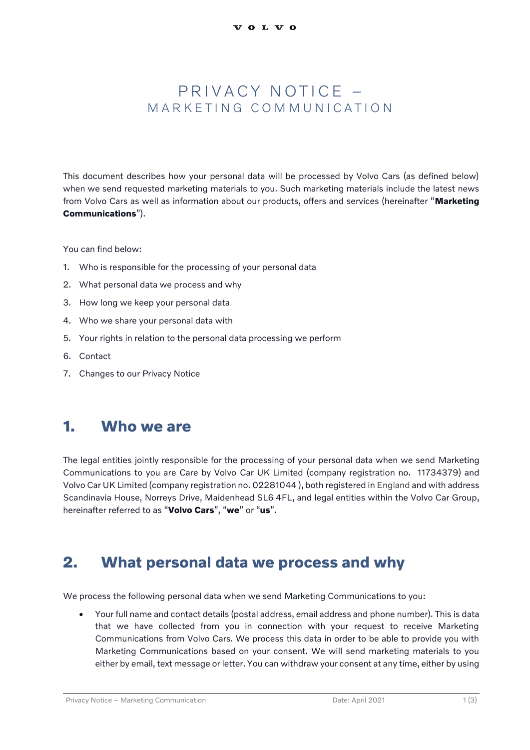# PRIVACY NOTICE – MARKETING COMMUNICATION

This document describes how your personal data will be processed by Volvo Cars (as defined below) when we send requested marketing materials to you. Such marketing materials include the latest news from Volvo Cars as well as information about our products, offers and services (hereinafter "**Marketing Communications**").

You can find below:

1. Who is responsible for the processing of your personal data
2. What personal data we process and why
3. How long we keep your personal data
4. Who we share your personal data with
5. Your rights in relation to the personal data processing we perform
6. Contact
7. Changes to our Privacy Notice

## 1. Who we are

The legal entities jointly responsible for the processing of your personal data when we send Marketing Communications to you are Care by Volvo Car UK Limited (company registration no. 11734379) and Volvo Car UK Limited (company registration no. 02281044 ), both registered in England and with address Scandinavia House, Norreys Drive, Maidenhead SL6 4FL, and legal entities within the Volvo Car Group, hereinafter referred to as "**Volvo Cars**", "**we**" or "**us**".

## 2. What personal data we process and why

We process the following personal data when we send Marketing Communications to you:

- Your full name and contact details (postal address, email address and phone number). This is data that we have collected from you in connection with your request to receive Marketing Communications from Volvo Cars. We process this data in order to be able to provide you with Marketing Communications based on your consent. We will send marketing materials to you either by email, text message or letter. You can withdraw your consent at any time, either by using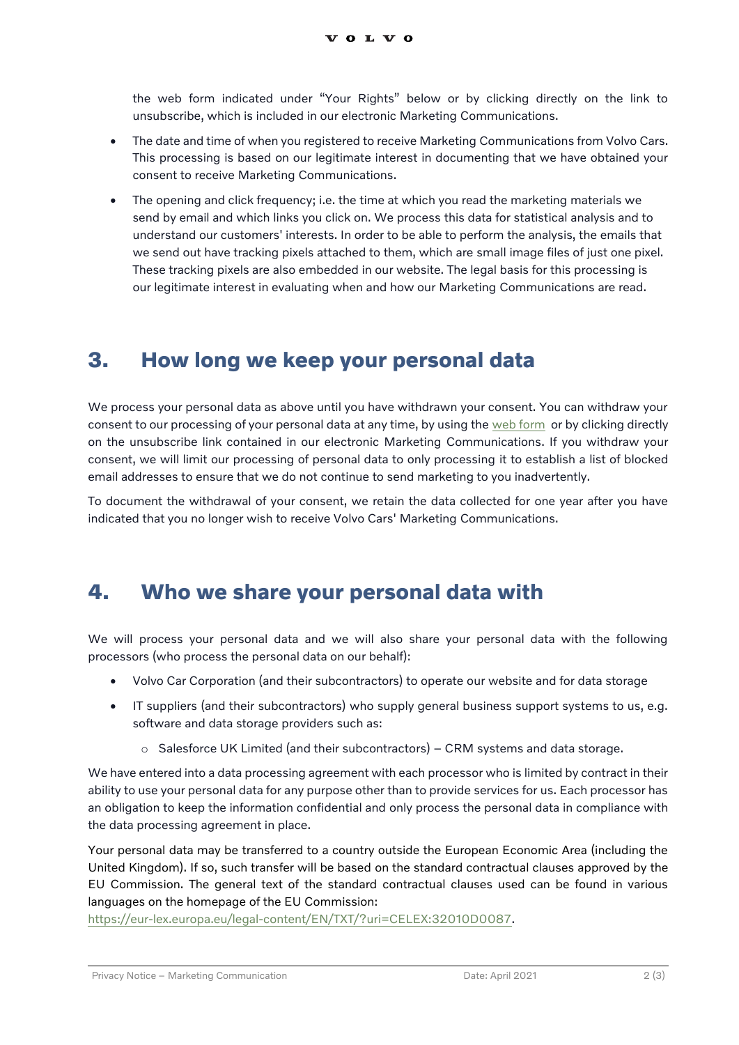the web form indicated under "Your Rights" below or by clicking directly on the link to unsubscribe, which is included in our electronic Marketing Communications.

- The date and time of when you registered to receive Marketing Communications from Volvo Cars. This processing is based on our legitimate interest in documenting that we have obtained your consent to receive Marketing Communications.
- The opening and click frequency; i.e. the time at which you read the marketing materials we send by email and which links you click on. We process this data for statistical analysis and to understand our customers' interests. In order to be able to perform the analysis, the emails that we send out have tracking pixels attached to them, which are small image files of just one pixel. These tracking pixels are also embedded in our website. The legal basis for this processing is our legitimate interest in evaluating when and how our Marketing Communications are read.

## 3. How long we keep your personal data

We process your personal data as above until you have withdrawn your consent. You can withdraw your consent to our processing of your personal data at any time, by using the web form or by clicking directly on the unsubscribe link contained in our electronic Marketing Communications. If you withdraw your consent, we will limit our processing of personal data to only processing it to establish a list of blocked email addresses to ensure that we do not continue to send marketing to you inadvertently.

To document the withdrawal of your consent, we retain the data collected for one year after you have indicated that you no longer wish to receive Volvo Cars' Marketing Communications.

## 4. Who we share your personal data with

We will process your personal data and we will also share your personal data with the following processors (who process the personal data on our behalf):

- Volvo Car Corporation (and their subcontractors) to operate our website and for data storage
- IT suppliers (and their subcontractors) who supply general business support systems to us, e.g. software and data storage providers such as:
  - Salesforce UK Limited (and their subcontractors) – CRM systems and data storage.

We have entered into a data processing agreement with each processor who is limited by contract in their ability to use your personal data for any purpose other than to provide services for us. Each processor has an obligation to keep the information confidential and only process the personal data in compliance with the data processing agreement in place.

Your personal data may be transferred to a country outside the European Economic Area (including the United Kingdom). If so, such transfer will be based on the standard contractual clauses approved by the EU Commission. The general text of the standard contractual clauses used can be found in various languages on the homepage of the EU Commission:
https://eur-lex.europa.eu/legal-content/EN/TXT/?uri=CELEX:32010D0087.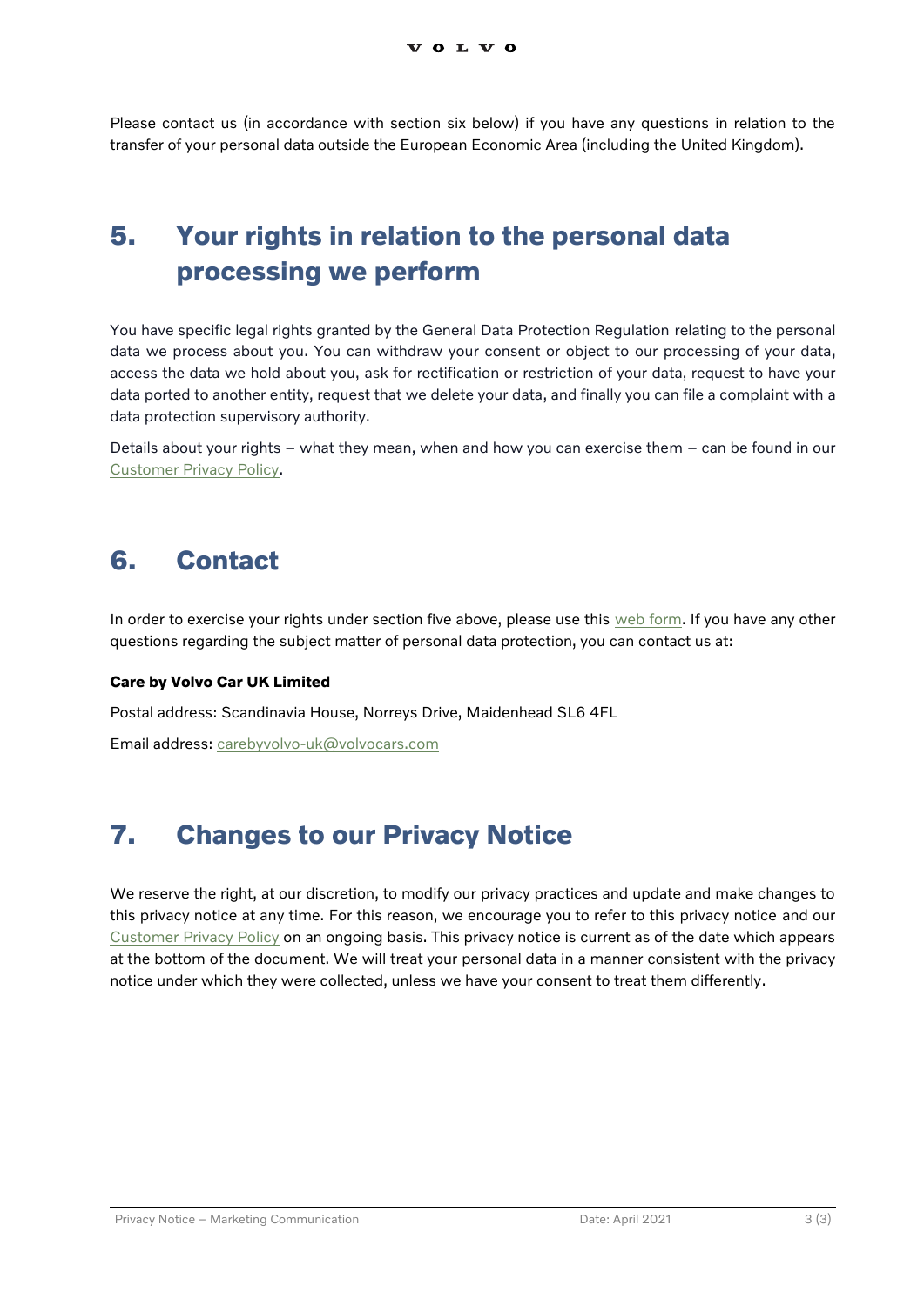Please contact us (in accordance with section six below) if you have any questions in relation to the transfer of your personal data outside the European Economic Area (including the United Kingdom).

# 5. Your rights in relation to the personal data processing we perform

You have specific legal rights granted by the General Data Protection Regulation relating to the personal data we process about you. You can withdraw your consent or object to our processing of your data, access the data we hold about you, ask for rectification or restriction of your data, request to have your data ported to another entity, request that we delete your data, and finally you can file a complaint with a data protection supervisory authority.

Details about your rights – what they mean, when and how you can exercise them – can be found in our Customer Privacy Policy.

# 6. Contact

In order to exercise your rights under section five above, please use this web form. If you have any other questions regarding the subject matter of personal data protection, you can contact us at:

**Care by Volvo Car UK Limited**

Postal address: Scandinavia House, Norreys Drive, Maidenhead SL6 4FL

Email address: carebyvolvo-uk@volvocars.com

# 7. Changes to our Privacy Notice

We reserve the right, at our discretion, to modify our privacy practices and update and make changes to this privacy notice at any time. For this reason, we encourage you to refer to this privacy notice and our Customer Privacy Policy on an ongoing basis. This privacy notice is current as of the date which appears at the bottom of the document. We will treat your personal data in a manner consistent with the privacy notice under which they were collected, unless we have your consent to treat them differently.

Privacy Notice – Marketing Communication    Date: April 2021